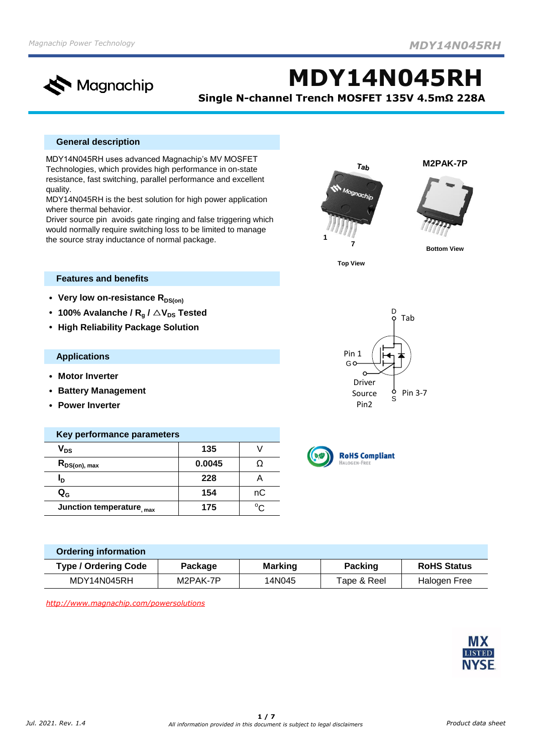# MDY14N045RH

**Single N-channel Trench MOSFET 135V 4.5mΩ 228A**

## General description

MDY14N045RH uses advanced Magnachip's MV MOSFET Technologies, which provides high performance in on-state resistance, fast switching, parallel performance and excellent quality.

MDY14N045RH is the best solution for high power application where thermal behavior.

Driver source pin avoids gate ringing and false triggering which would normally require switching loss to be limited to manage the source stray inductance of normal package.

M2PAK-7P

Tab

1 7

Top View

Bottom View

## Features and benefits

- **Very low on-resistance $R_{DS(on)}$**
- **100% Avalanche / $R_g$ / $\triangle V_{DS}$ Tested**
- **High Reliability Package Solution**

D Tab

Pin 1 G

Driver Source Pin2

S Pin 3-7

## Applications

- **Motor Inverter**
- **Battery Management**
- **Power Inverter**

## Key performance parameters

| Parameter | Value | Unit |
|---|---|---|
| $V_{DS}$ | 135 | V |
| $R_{DS(on),\ max}$ | 0.0045 | Ω |
| $I_D$ | 228 | A |
| $Q_G$ | 154 | nC |
| Junction temperature, max | 175 | °C |

RoHS Compliant
HALOGEN-FREE

## Ordering information

| Type / Ordering Code | Package | Marking | Packing | RoHS Status |
|---|---|---|---|---|
| MDY14N045RH | M2PAK-7P | 14N045 | Tape & Reel | Halogen Free |

*http://www.magnachip.com/powersolutions*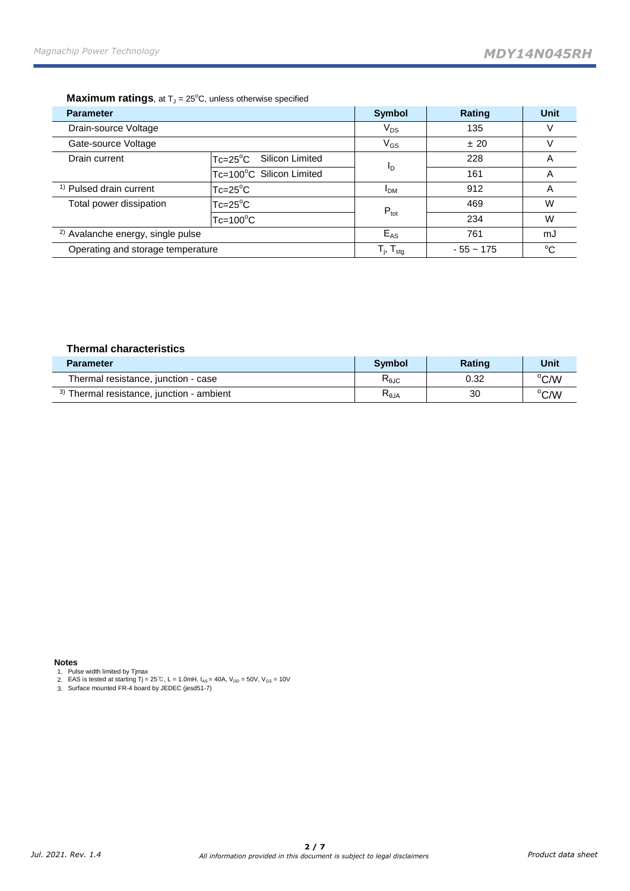**Maximum ratings**, at $T_J$ = 25°C, unless otherwise specified

| Parameter | | Symbol | Rating | Unit |
|---|---|---|---|---|
| Drain-source Voltage | | $V_{DS}$ | 135 | V |
| Gate-source Voltage | | $V_{GS}$ | ± 20 | V |
| Drain current | Tc=25°C Silicon Limited | $I_D$ | 228 | A |
| | Tc=100°C Silicon Limited | | 161 | A |
| [1] Pulsed drain current | Tc=25°C | $I_{DM}$ | 912 | A |
| Total power dissipation | Tc=25°C | $P_{tot}$ | 469 | W |
| | Tc=100°C | | 234 | W |
| [2] Avalanche energy, single pulse | | $E_{AS}$ | 761 | mJ |
| Operating and storage temperature | | $T_j$, $T_{stg}$ | - 55 ~ 175 | °C |

**Thermal characteristics**

| Parameter | Symbol | Rating | Unit |
|---|---|---|---|
| Thermal resistance, junction - case | $R_{\theta JC}$ | 0.32 | °C/W |
| [3] Thermal resistance, junction - ambient | $R_{\theta JA}$ | 30 | °C/W |

**Notes**

1. Pulse width limited by Tjmax
2. EAS is tested at starting Tj = 25℃, L = 1.0mH, $I_{AS}$ = 40A, $V_{DD}$ = 50V, $V_{GS}$ = 10V
3. Surface mounted FR-4 board by JEDEC (jesd51-7)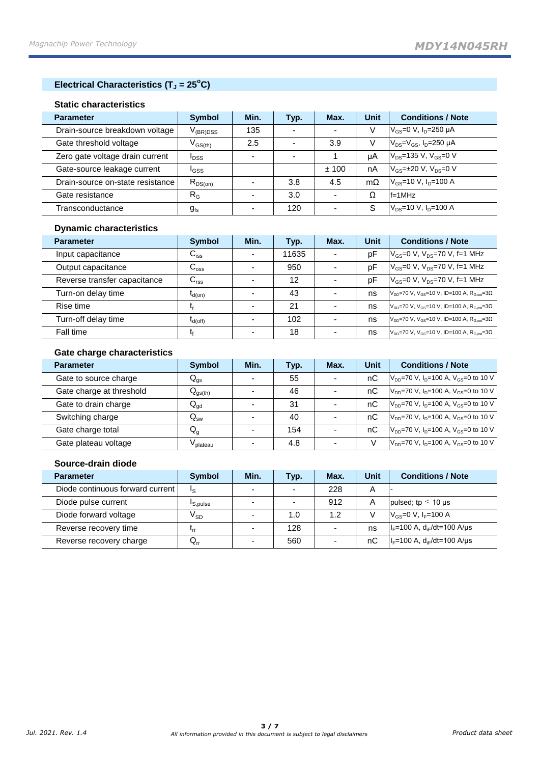## Electrical Characteristics ($T_J$ = 25°C)

### Static characteristics

| Parameter | Symbol | Min. | Typ. | Max. | Unit | Conditions / Note |
|---|---|---|---|---|---|---|
| Drain-source breakdown voltage | $V_{(BR)DSS}$ | 135 | - | - | V | $V_{GS}$=0 V, $I_D$=250 μA |
| Gate threshold voltage | $V_{GS(th)}$ | 2.5 | - | 3.9 | V | $V_{DS}$=$V_{GS}$, $I_D$=250 μA |
| Zero gate voltage drain current | $I_{DSS}$ | - | - | 1 | μA | $V_{DS}$=135 V, $V_{GS}$=0 V |
| Gate-source leakage current | $I_{GSS}$ | | | ± 100 | nA | $V_{GS}$=±20 V, $V_{DS}$=0 V |
| Drain-source on-state resistance | $R_{DS(on)}$ | - | 3.8 | 4.5 | mΩ | $V_{GS}$=10 V, $I_D$=100 A |
| Gate resistance | $R_G$ | - | 3.0 | - | Ω | f=1MHz |
| Transconductance | $g_{fs}$ | - | 120 | - | S | $V_{DS}$=10 V, $I_D$=100 A |

### Dynamic characteristics

| Parameter | Symbol | Min. | Typ. | Max. | Unit | Conditions / Note |
|---|---|---|---|---|---|---|
| Input capacitance | $C_{iss}$ | - | 11635 | - | pF | $V_{GS}$=0 V, $V_{DS}$=70 V, f=1 MHz |
| Output capacitance | $C_{oss}$ | - | 950 | - | pF | $V_{GS}$=0 V, $V_{DS}$=70 V, f=1 MHz |
| Reverse transfer capacitance | $C_{rss}$ | - | 12 | - | pF | $V_{GS}$=0 V, $V_{DS}$=70 V, f=1 MHz |
| Turn-on delay time | $t_{d(on)}$ | - | 43 | - | ns | $V_{DD}$=70 V, $V_{GS}$=10 V, ID=100 A, $R_{G,ext}$=3Ω |
| Rise time | $t_r$ | - | 21 | - | ns | $V_{DD}$=70 V, $V_{GS}$=10 V, ID=100 A, $R_{G,ext}$=3Ω |
| Turn-off delay time | $t_{d(off)}$ | - | 102 | - | ns | $V_{DD}$=70 V, $V_{GS}$=10 V, ID=100 A, $R_{G,ext}$=3Ω |
| Fall time | $t_f$ | - | 18 | - | ns | $V_{DD}$=70 V, $V_{GS}$=10 V, ID=100 A, $R_{G,ext}$=3Ω |

### Gate charge characteristics

| Parameter | Symbol | Min. | Typ. | Max. | Unit | Conditions / Note |
|---|---|---|---|---|---|---|
| Gate to source charge | $Q_{gs}$ | - | 55 | - | nC | $V_{DD}$=70 V, $I_D$=100 A, $V_{GS}$=0 to 10 V |
| Gate charge at threshold | $Q_{gs(th)}$ | - | 46 | - | nC | $V_{DD}$=70 V, $I_D$=100 A, $V_{GS}$=0 to 10 V |
| Gate to drain charge | $Q_{gd}$ | - | 31 | - | nC | $V_{DD}$=70 V, $I_D$=100 A, $V_{GS}$=0 to 10 V |
| Switching charge | $Q_{sw}$ | - | 40 | - | nC | $V_{DD}$=70 V, $I_D$=100 A, $V_{GS}$=0 to 10 V |
| Gate charge total | $Q_g$ | - | 154 | - | nC | $V_{DD}$=70 V, $I_D$=100 A, $V_{GS}$=0 to 10 V |
| Gate plateau voltage | $V_{plateau}$ | - | 4.8 | - | V | $V_{DD}$=70 V, $I_D$=100 A, $V_{GS}$=0 to 10 V |

### Source-drain diode

| Parameter | Symbol | Min. | Typ. | Max. | Unit | Conditions / Note |
|---|---|---|---|---|---|---|
| Diode continuous forward current | $I_S$ | - | - | 228 | A | - |
| Diode pulse current | $I_{S,pulse}$ | - | - | 912 | A | pulsed; tp ≤ 10 μs |
| Diode forward voltage | $V_{SD}$ | - | 1.0 | 1.2 | V | $V_{GS}$=0 V, $I_F$=100 A |
| Reverse recovery time | $t_{rr}$ | - | 128 | - | ns | $I_F$=100 A, $d_{iF}$/dt=100 A/μs |
| Reverse recovery charge | $Q_{rr}$ | - | 560 | - | nC | $I_F$=100 A, $d_{iF}$/dt=100 A/μs |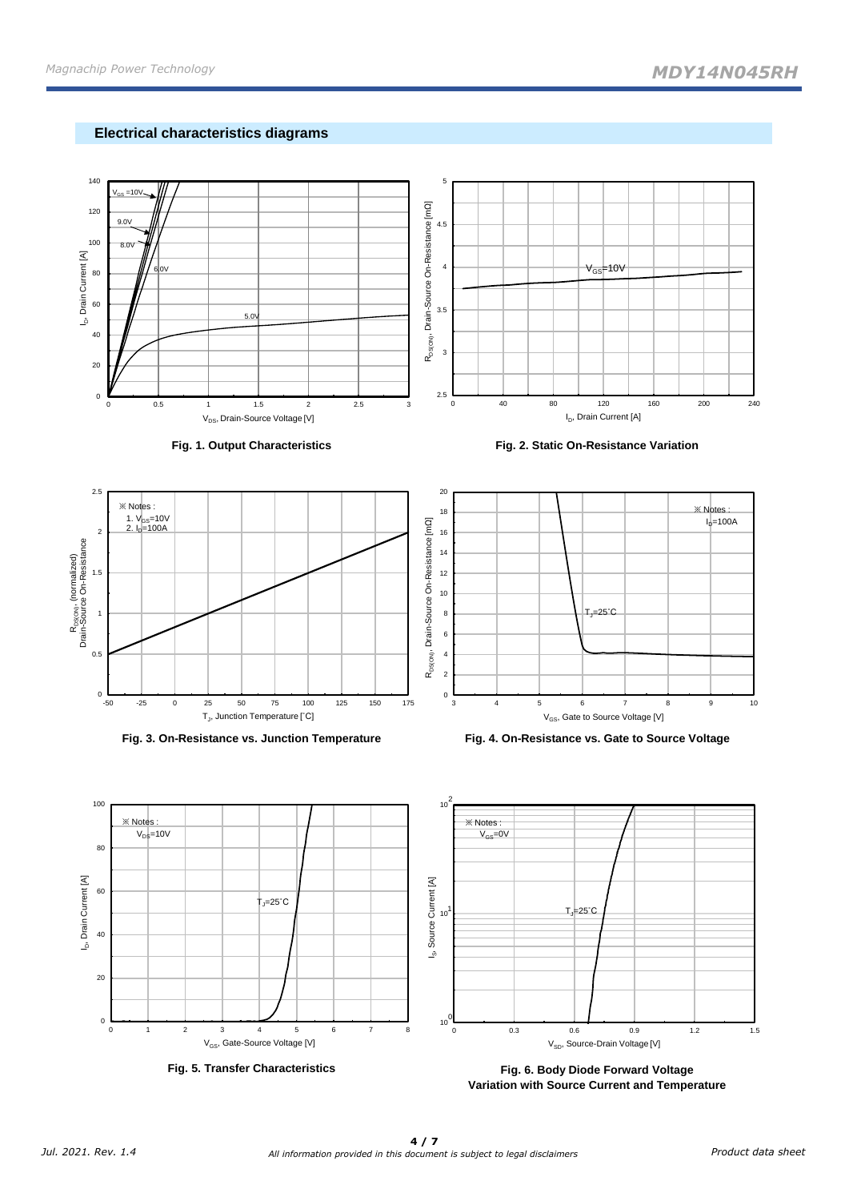## Electrical characteristics diagrams

Fig. 1. Output Characteristics

Fig. 2. Static On-Resistance Variation

Fig. 3. On-Resistance vs. Junction Temperature

Fig. 4. On-Resistance vs. Gate to Source Voltage

Fig. 5. Transfer Characteristics

Fig. 6. Body Diode Forward Voltage Variation with Source Current and Temperature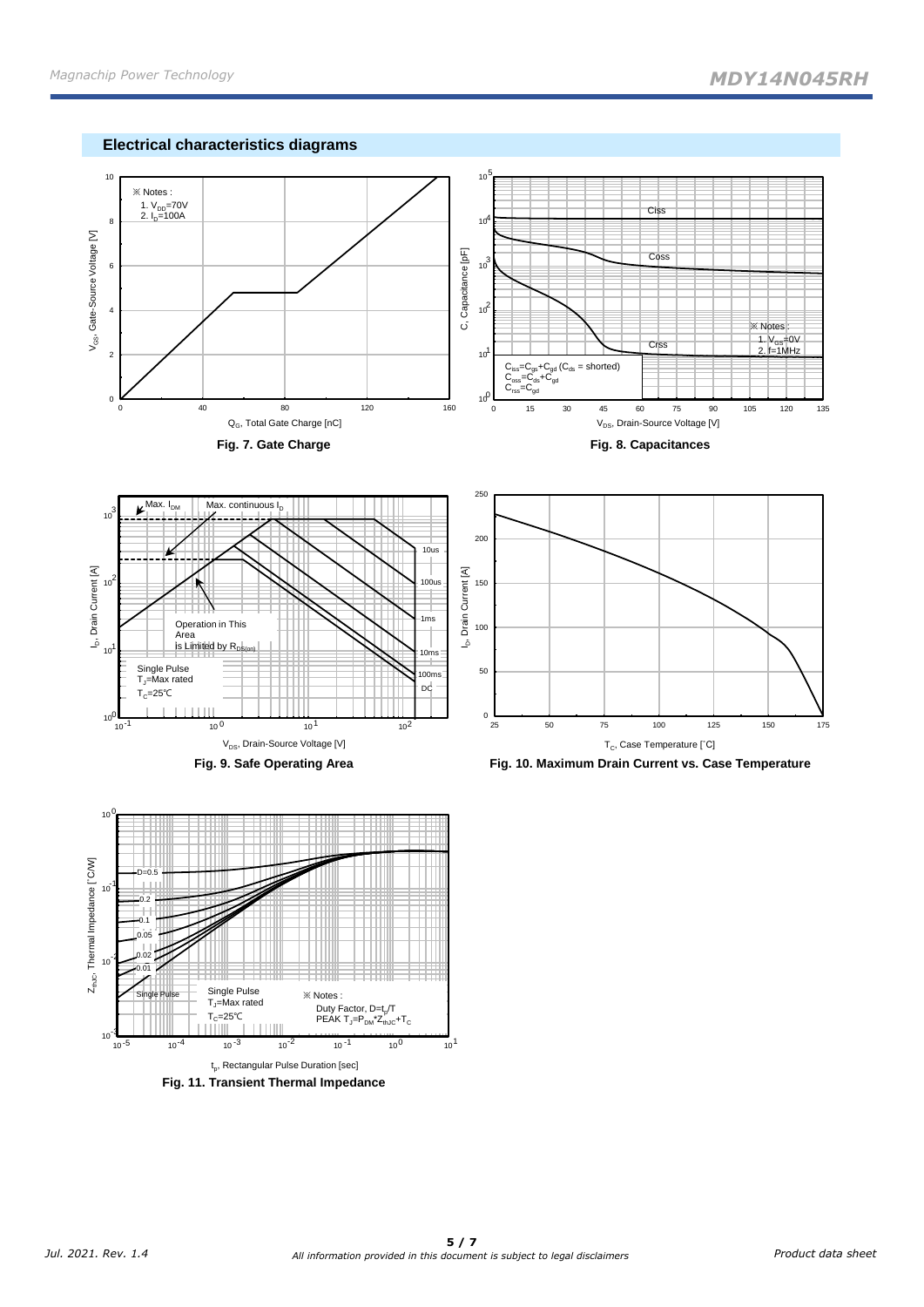## Electrical characteristics diagrams

**Fig. 7. Gate Charge**

**Fig. 8. Capacitances**

**Fig. 9. Safe Operating Area**

**Fig. 10. Maximum Drain Current vs. Case Temperature**

**Fig. 11. Transient Thermal Impedance**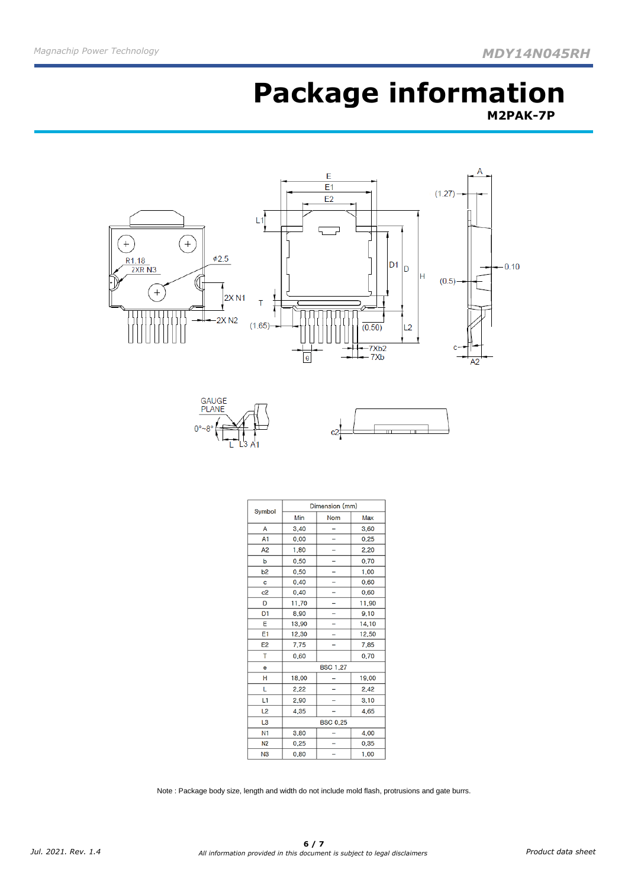# Package information

**M2PAK-7P**

| Symbol | Dimension (mm) | | |
|---|---|---|---|
| | Min | Nom | Max |
| A | 3.40 | – | 3.60 |
| A1 | 0.00 | – | 0.25 |
| A2 | 1.80 | – | 2.20 |
| b | 0.50 | – | 0.70 |
| b2 | 0.50 | – | 1.00 |
| c | 0.40 | – | 0.60 |
| c2 | 0.40 | – | 0.60 |
| D | 11.70 | – | 11.90 |
| D1 | 8.90 | – | 9.10 |
| E | 13.90 | – | 14.10 |
| E1 | 12.30 | – | 12.50 |
| E2 | 7.75 | – | 7.85 |
| T | 0.60 | | 0.70 |
| e | BSC 1.27 | | |
| H | 18.00 | – | 19.00 |
| L | 2.22 | – | 2.42 |
| L1 | 2.90 | – | 3.10 |
| L2 | 4.35 | – | 4.65 |
| L3 | BSC 0.25 | | |
| N1 | 3.80 | – | 4.00 |
| N2 | 0.25 | – | 0.35 |
| N3 | 0.80 | – | 1.00 |

Note : Package body size, length and width do not include mold flash, protrusions and gate burrs.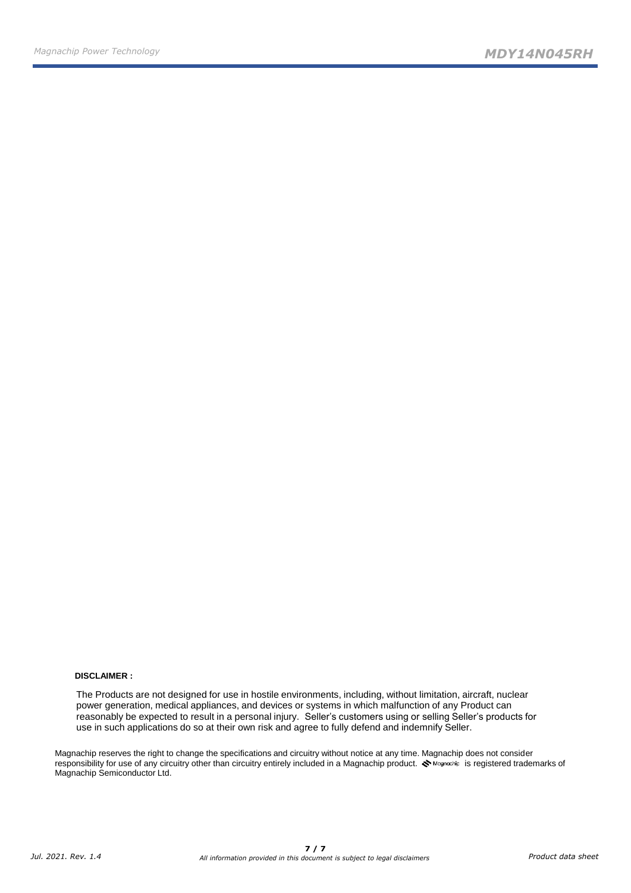**DISCLAIMER :**

The Products are not designed for use in hostile environments, including, without limitation, aircraft, nuclear power generation, medical appliances, and devices or systems in which malfunction of any Product can reasonably be expected to result in a personal injury. Seller's customers using or selling Seller's products for use in such applications do so at their own risk and agree to fully defend and indemnify Seller.

Magnachip reserves the right to change the specifications and circuitry without notice at any time. Magnachip does not consider responsibility for use of any circuitry other than circuitry entirely included in a Magnachip product. Magnachip is registered trademarks of Magnachip Semiconductor Ltd.